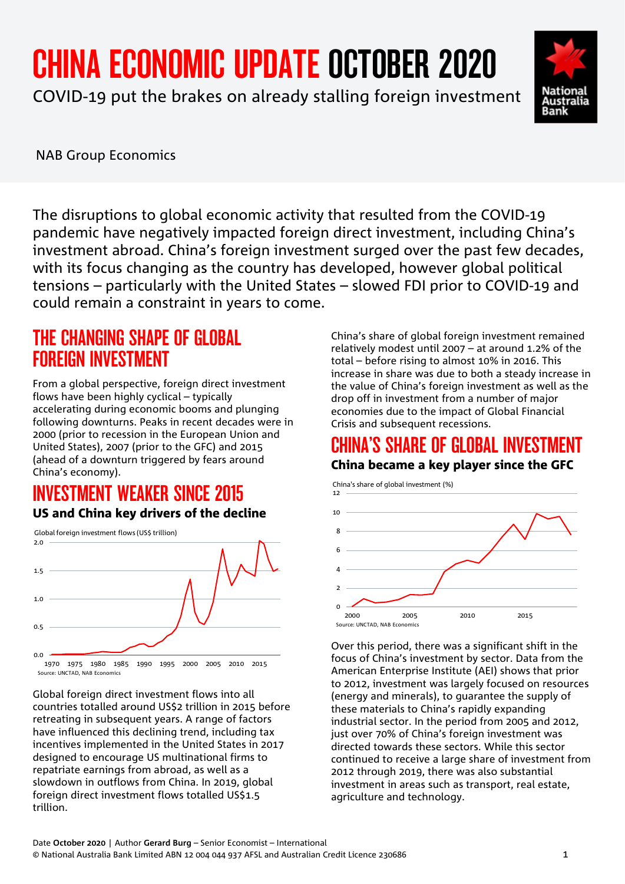# CHINA ECONOMIC UPDATE OCTOBER 2020

COVID-19 put the brakes on already stalling foreign investment

NAB Group Economics

The disruptions to global economic activity that resulted from the COVID-19 pandemic have negatively impacted foreign direct investment, including China's investment abroad. China's foreign investment surged over the past few decades, with its focus changing as the country has developed, however global political tensions – particularly with the United States – slowed FDI prior to COVID-19 and could remain a constraint in years to come.

## THE CHANGING SHAPE OF GLOBAL FOREIGN INVESTMENT

From a global perspective, foreign direct investment flows have been highly cyclical – typically accelerating during economic booms and plunging following downturns. Peaks in recent decades were in 2000 (prior to recession in the European Union and United States), 2007 (prior to the GFC) and 2015 (ahead of a downturn triggered by fears around China's economy).

## INVESTMENT WEAKER SINCE 2015

### US and China key drivers of the decline

Global foreign investment flows (US$ trillion)

Source: UNCTAD, NAB Economics

Global foreign direct investment flows into all countries totalled around US$2 trillion in 2015 before retreating in subsequent years. A range of factors have influenced this declining trend, including tax incentives implemented in the United States in 2017 designed to encourage US multinational firms to repatriate earnings from abroad, as well as a slowdown in outflows from China. In 2019, global foreign direct investment flows totalled US$1.5 trillion.

China's share of global foreign investment remained relatively modest until 2007 – at around 1.2% of the total – before rising to almost 10% in 2016. This increase in share was due to both a steady increase in the value of China's foreign investment as well as the drop off in investment from a number of major economies due to the impact of Global Financial Crisis and subsequent recessions.

## CHINA'S SHARE OF GLOBAL INVESTMENT

### China became a key player since the GFC

China's share of global investment (%)

Source: UNCTAD, NAB Economics

Over this period, there was a significant shift in the focus of China's investment by sector. Data from the American Enterprise Institute (AEI) shows that prior to 2012, investment was largely focused on resources (energy and minerals), to guarantee the supply of these materials to China's rapidly expanding industrial sector. In the period from 2005 and 2012, just over 70% of China's foreign investment was directed towards these sectors. While this sector continued to receive a large share of investment from 2012 through 2019, there was also substantial investment in areas such as transport, real estate, agriculture and technology.

Date **October 2020** | Author **Gerard Burg** – Senior Economist – International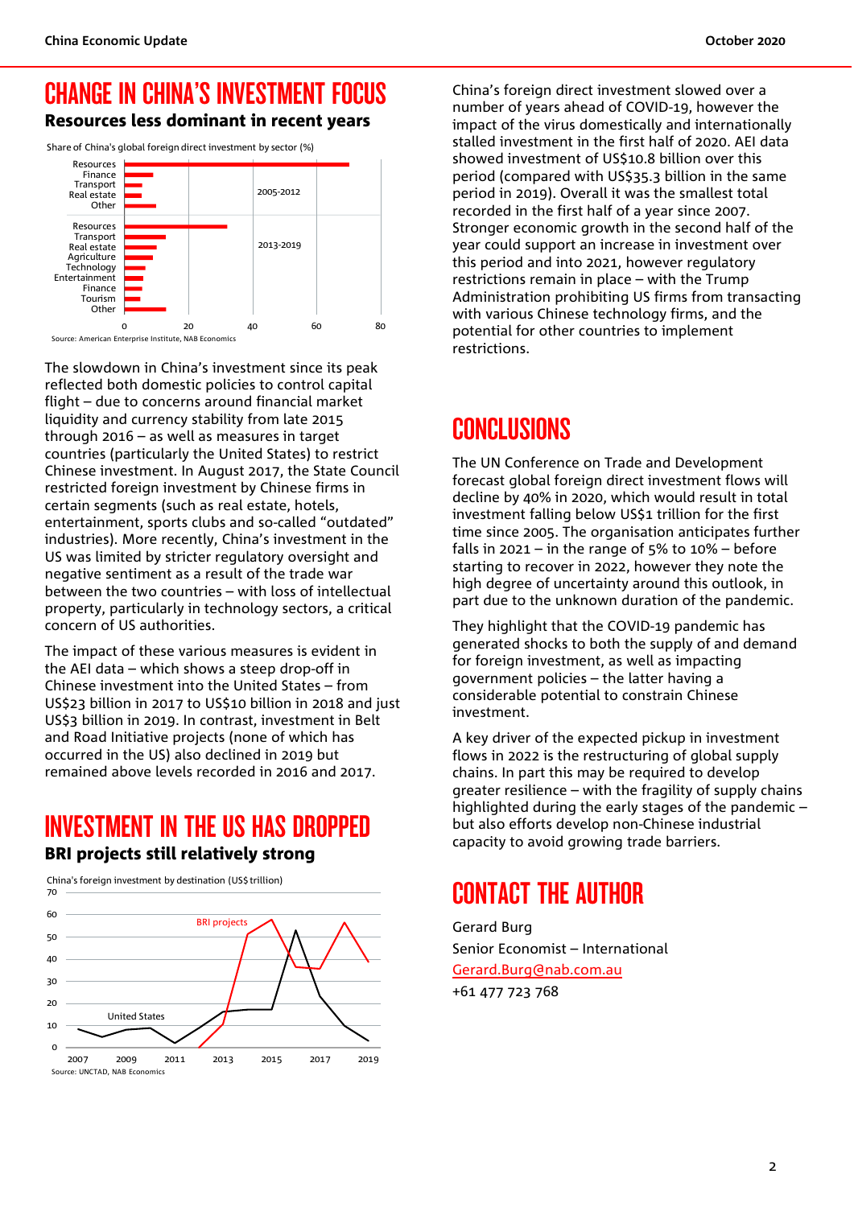## CHANGE IN CHINA'S INVESTMENT FOCUS

### Resources less dominant in recent years

Share of China's global foreign direct investment by sector (%)

Source: American Enterprise Institute, NAB Economics

The slowdown in China's investment since its peak reflected both domestic policies to control capital flight – due to concerns around financial market liquidity and currency stability from late 2015 through 2016 – as well as measures in target countries (particularly the United States) to restrict Chinese investment. In August 2017, the State Council restricted foreign investment by Chinese firms in certain segments (such as real estate, hotels, entertainment, sports clubs and so-called "outdated" industries). More recently, China's investment in the US was limited by stricter regulatory oversight and negative sentiment as a result of the trade war between the two countries – with loss of intellectual property, particularly in technology sectors, a critical concern of US authorities.

The impact of these various measures is evident in the AEI data – which shows a steep drop-off in Chinese investment into the United States – from US$23 billion in 2017 to US$10 billion in 2018 and just US$3 billion in 2019. In contrast, investment in Belt and Road Initiative projects (none of which has occurred in the US) also declined in 2019 but remained above levels recorded in 2016 and 2017.

## INVESTMENT IN THE US HAS DROPPED

### BRI projects still relatively strong

China's foreign investment by destination (US$ trillion)

Source: UNCTAD, NAB Economics

China's foreign direct investment slowed over a number of years ahead of COVID-19, however the impact of the virus domestically and internationally stalled investment in the first half of 2020. AEI data showed investment of US$10.8 billion over this period (compared with US$35.3 billion in the same period in 2019). Overall it was the smallest total recorded in the first half of a year since 2007. Stronger economic growth in the second half of the year could support an increase in investment over this period and into 2021, however regulatory restrictions remain in place – with the Trump Administration prohibiting US firms from transacting with various Chinese technology firms, and the potential for other countries to implement restrictions.

## CONCLUSIONS

The UN Conference on Trade and Development forecast global foreign direct investment flows will decline by 40% in 2020, which would result in total investment falling below US$1 trillion for the first time since 2005. The organisation anticipates further falls in 2021 – in the range of 5% to 10% – before starting to recover in 2022, however they note the high degree of uncertainty around this outlook, in part due to the unknown duration of the pandemic.

They highlight that the COVID-19 pandemic has generated shocks to both the supply of and demand for foreign investment, as well as impacting government policies – the latter having a considerable potential to constrain Chinese investment.

A key driver of the expected pickup in investment flows in 2022 is the restructuring of global supply chains. In part this may be required to develop greater resilience – with the fragility of supply chains highlighted during the early stages of the pandemic – but also efforts develop non-Chinese industrial capacity to avoid growing trade barriers.

## CONTACT THE AUTHOR

Gerard Burg

Senior Economist – International

Gerard.Burg@nab.com.au

+61 477 723 768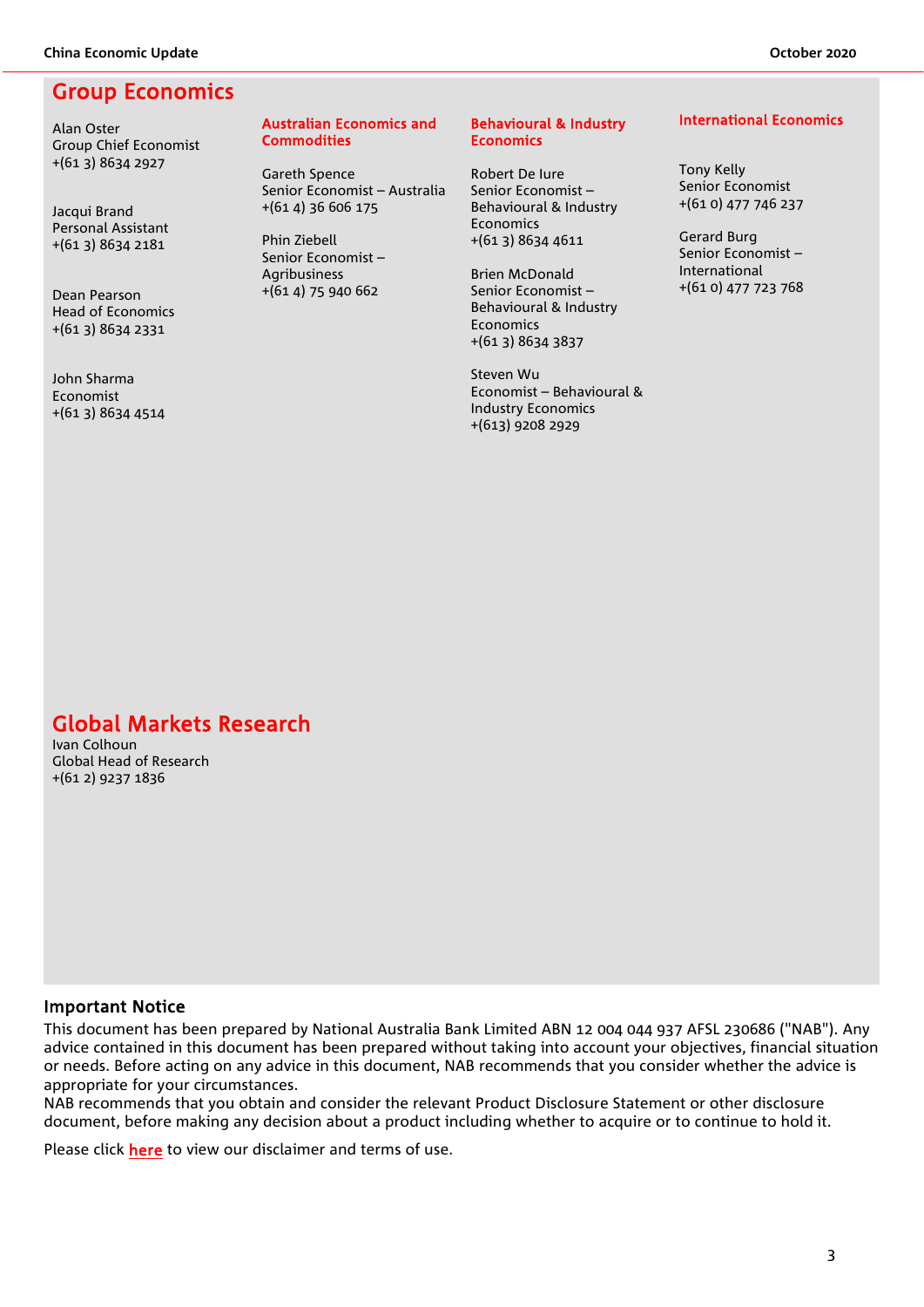# Group Economics

Alan Oster
Group Chief Economist
+(61 3) 8634 2927

Jacqui Brand
Personal Assistant
+(61 3) 8634 2181

Dean Pearson
Head of Economics
+(61 3) 8634 2331

John Sharma
Economist
+(61 3) 8634 4514

## Australian Economics and Commodities

Gareth Spence
Senior Economist – Australia
+(61 4) 36 606 175

Phin Ziebell
Senior Economist – Agribusiness
+(61 4) 75 940 662

## Behavioural & Industry Economics

Robert De Iure
Senior Economist – Behavioural & Industry Economics
+(61 3) 8634 4611

Brien McDonald
Senior Economist – Behavioural & Industry Economics
+(61 3) 8634 3837

Steven Wu
Economist – Behavioural & Industry Economics
+(613) 9208 2929

## International Economics

Tony Kelly
Senior Economist
+(61 0) 477 746 237

Gerard Burg
Senior Economist – International
+(61 0) 477 723 768

# Global Markets Research

Ivan Colhoun
Global Head of Research
+(61 2) 9237 1836

### Important Notice

This document has been prepared by National Australia Bank Limited ABN 12 004 044 937 AFSL 230686 ("NAB"). Any advice contained in this document has been prepared without taking into account your objectives, financial situation or needs. Before acting on any advice in this document, NAB recommends that you consider whether the advice is appropriate for your circumstances.
NAB recommends that you obtain and consider the relevant Product Disclosure Statement or other disclosure document, before making any decision about a product including whether to acquire or to continue to hold it.

Please click **here** to view our disclaimer and terms of use.